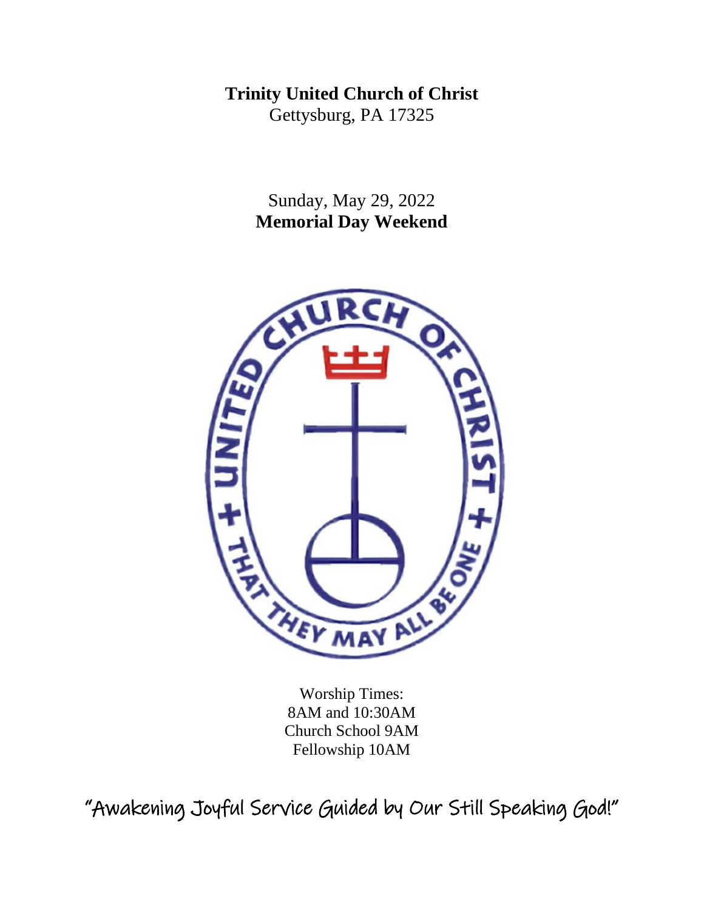# Trinity United Church of Christ

Gettysburg, PA 17325

Sunday, May 29, 2022

**Memorial Day Weekend**

Worship Times:
8AM and 10:30AM
Church School 9AM
Fellowship 10AM

"Awakening Joyful Service Guided by Our Still Speaking God!"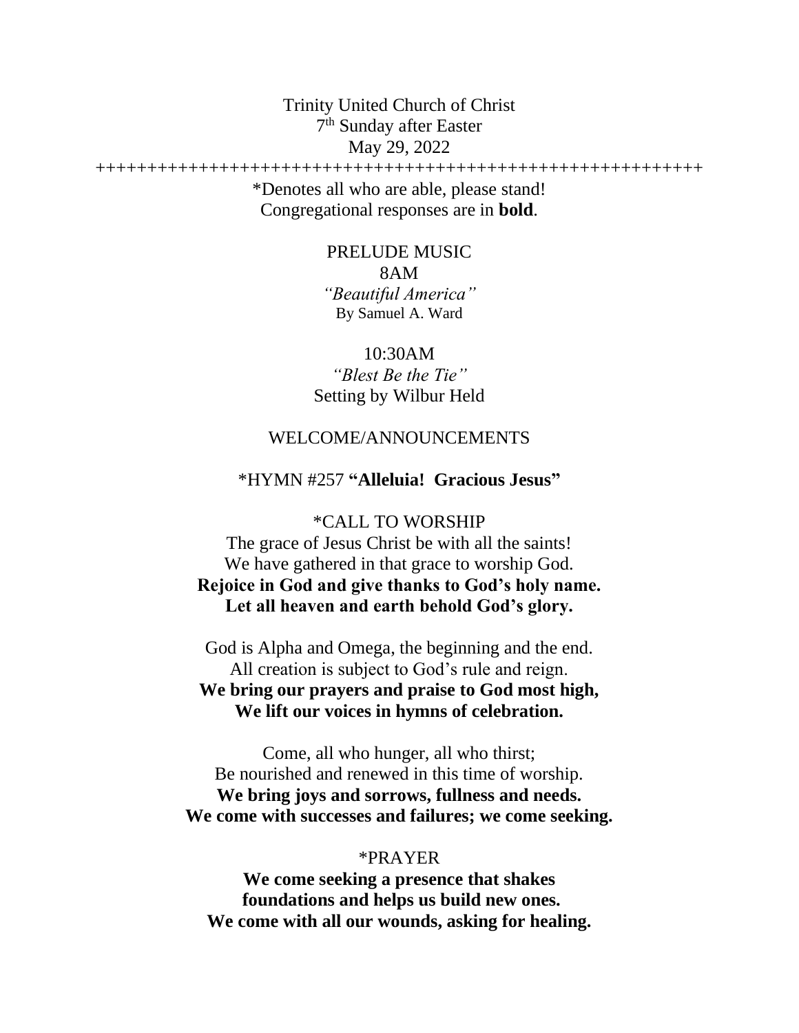Trinity United Church of Christ
7th Sunday after Easter
May 29, 2022

++++++++++++++++++++++++++++++++++++++++++++++++++++++++++++++

*Denotes all who are able, please stand!
Congregational responses are in **bold**.

PRELUDE MUSIC
8AM
*"Beautiful America"*
By Samuel A. Ward

10:30AM
*"Blest Be the Tie"*
Setting by Wilbur Held

WELCOME/ANNOUNCEMENTS

*HYMN #257 **"Alleluia! Gracious Jesus"**

*CALL TO WORSHIP
The grace of Jesus Christ be with all the saints!
We have gathered in that grace to worship God.
**Rejoice in God and give thanks to God's holy name.**
**Let all heaven and earth behold God's glory.**

God is Alpha and Omega, the beginning and the end.
All creation is subject to God's rule and reign.
**We bring our prayers and praise to God most high,**
**We lift our voices in hymns of celebration.**

Come, all who hunger, all who thirst;
Be nourished and renewed in this time of worship.
**We bring joys and sorrows, fullness and needs.**
**We come with successes and failures; we come seeking.**

*PRAYER
**We come seeking a presence that shakes**
**foundations and helps us build new ones.**
**We come with all our wounds, asking for healing.**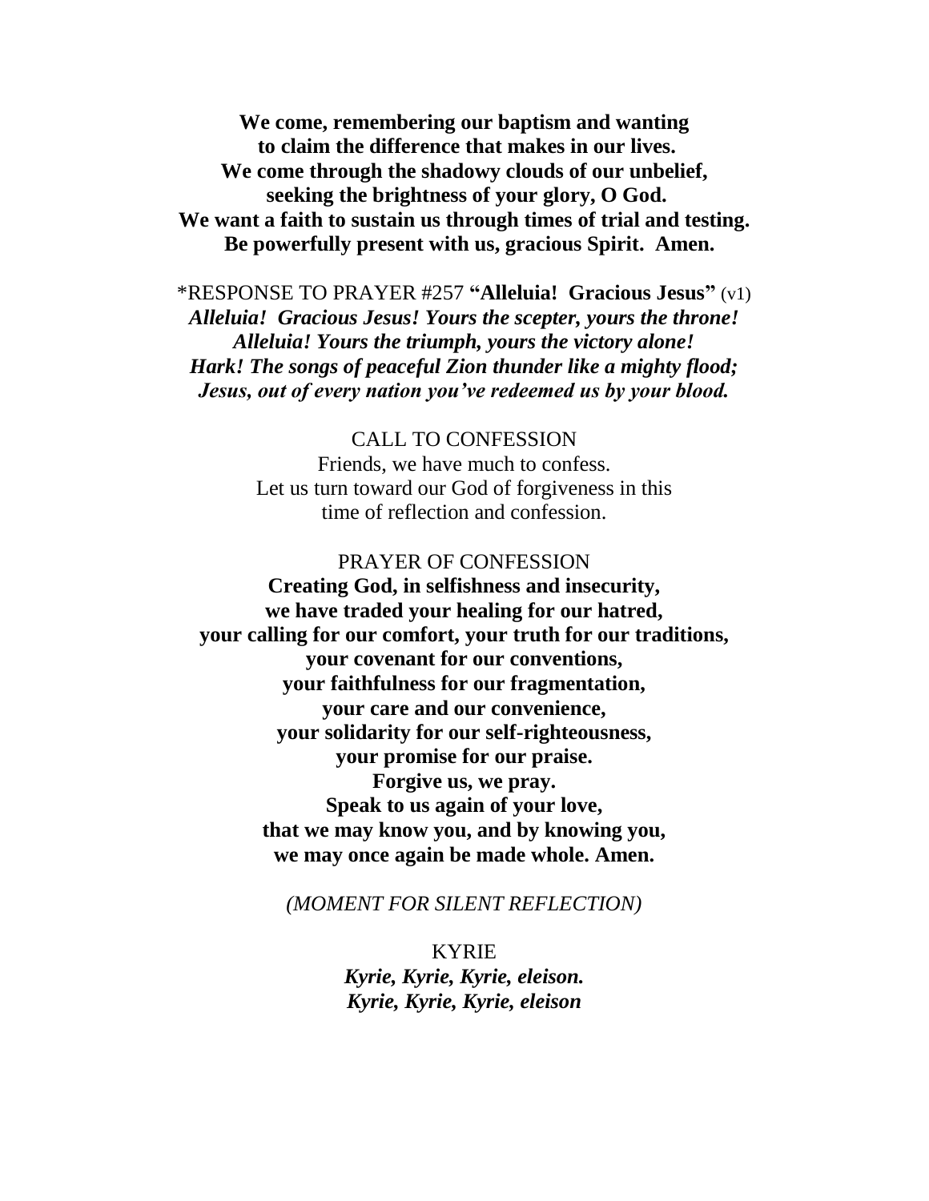**We come, remembering our baptism and wanting**
**to claim the difference that makes in our lives.**
**We come through the shadowy clouds of our unbelief,**
**seeking the brightness of your glory, O God.**
**We want a faith to sustain us through times of trial and testing.**
**Be powerfully present with us, gracious Spirit. Amen.**

*RESPONSE TO PRAYER #257 **"Alleluia! Gracious Jesus"** (v1)
***Alleluia! Gracious Jesus! Yours the scepter, yours the throne!***
***Alleluia! Yours the triumph, yours the victory alone!***
***Hark! The songs of peaceful Zion thunder like a mighty flood;***
***Jesus, out of every nation you've redeemed us by your blood.***

CALL TO CONFESSION
Friends, we have much to confess.
Let us turn toward our God of forgiveness in this
time of reflection and confession.

PRAYER OF CONFESSION
**Creating God, in selfishness and insecurity,**
**we have traded your healing for our hatred,**
**your calling for our comfort, your truth for our traditions,**
**your covenant for our conventions,**
**your faithfulness for our fragmentation,**
**your care and our convenience,**
**your solidarity for our self-righteousness,**
**your promise for our praise.**
**Forgive us, we pray.**
**Speak to us again of your love,**
**that we may know you, and by knowing you,**
**we may once again be made whole. Amen.**

*(MOMENT FOR SILENT REFLECTION)*

KYRIE
***Kyrie, Kyrie, Kyrie, eleison.***
***Kyrie, Kyrie, Kyrie, eleison***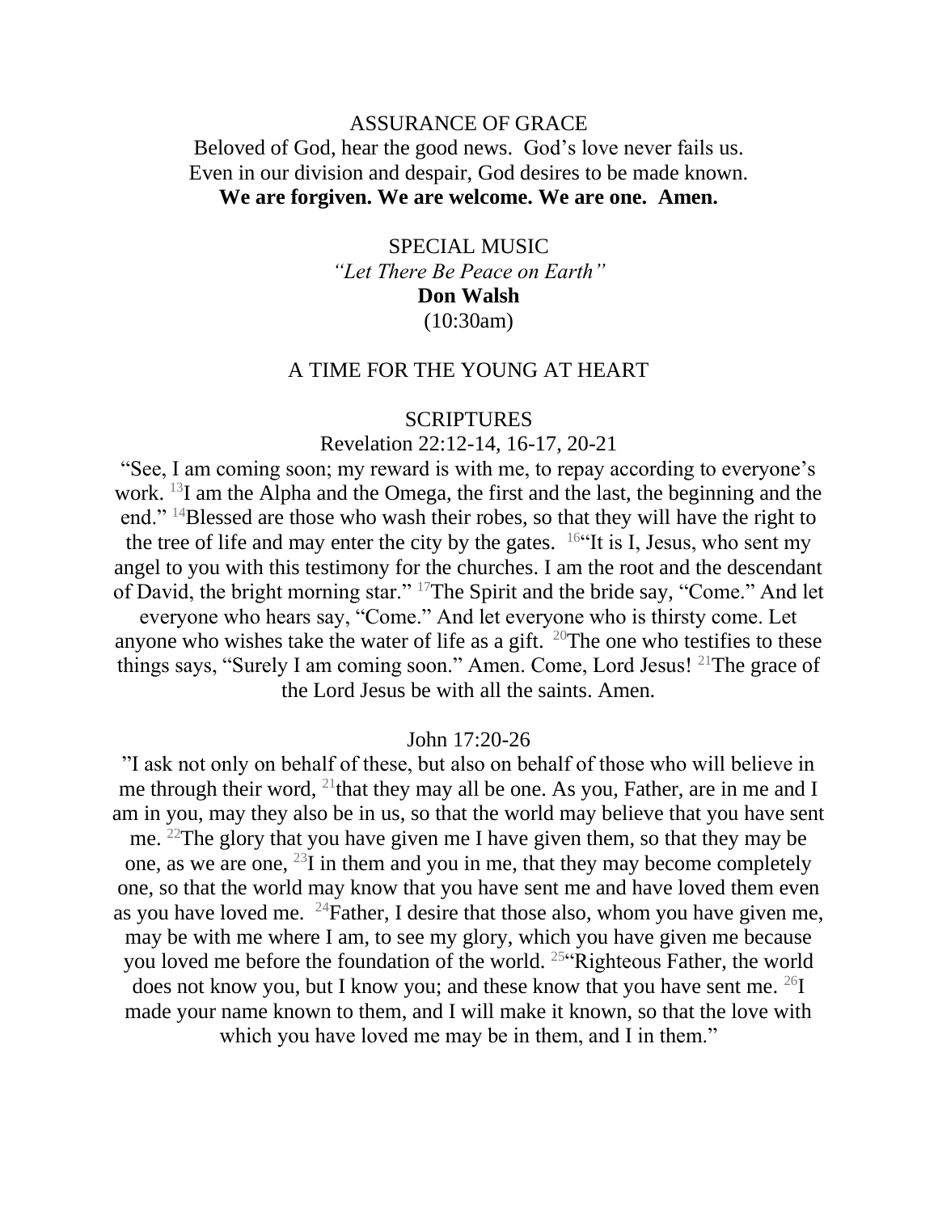ASSURANCE OF GRACE

Beloved of God, hear the good news. God's love never fails us.
Even in our division and despair, God desires to be made known.
**We are forgiven. We are welcome. We are one. Amen.**

SPECIAL MUSIC

*"Let There Be Peace on Earth"*
**Don Walsh**
(10:30am)

A TIME FOR THE YOUNG AT HEART

SCRIPTURES

Revelation 22:12-14, 16-17, 20-21

"See, I am coming soon; my reward is with me, to repay according to everyone's work. [13]I am the Alpha and the Omega, the first and the last, the beginning and the end." [14]Blessed are those who wash their robes, so that they will have the right to the tree of life and may enter the city by the gates. [16]"It is I, Jesus, who sent my angel to you with this testimony for the churches. I am the root and the descendant of David, the bright morning star." [17]The Spirit and the bride say, "Come." And let everyone who hears say, "Come." And let everyone who is thirsty come. Let anyone who wishes take the water of life as a gift. [20]The one who testifies to these things says, "Surely I am coming soon." Amen. Come, Lord Jesus! [21]The grace of the Lord Jesus be with all the saints. Amen.

John 17:20-26

"I ask not only on behalf of these, but also on behalf of those who will believe in me through their word, [21]that they may all be one. As you, Father, are in me and I am in you, may they also be in us, so that the world may believe that you have sent me. [22]The glory that you have given me I have given them, so that they may be one, as we are one, [23]I in them and you in me, that they may become completely one, so that the world may know that you have sent me and have loved them even as you have loved me. [24]Father, I desire that those also, whom you have given me, may be with me where I am, to see my glory, which you have given me because you loved me before the foundation of the world. [25]"Righteous Father, the world does not know you, but I know you; and these know that you have sent me. [26]I made your name known to them, and I will make it known, so that the love with which you have loved me may be in them, and I in them."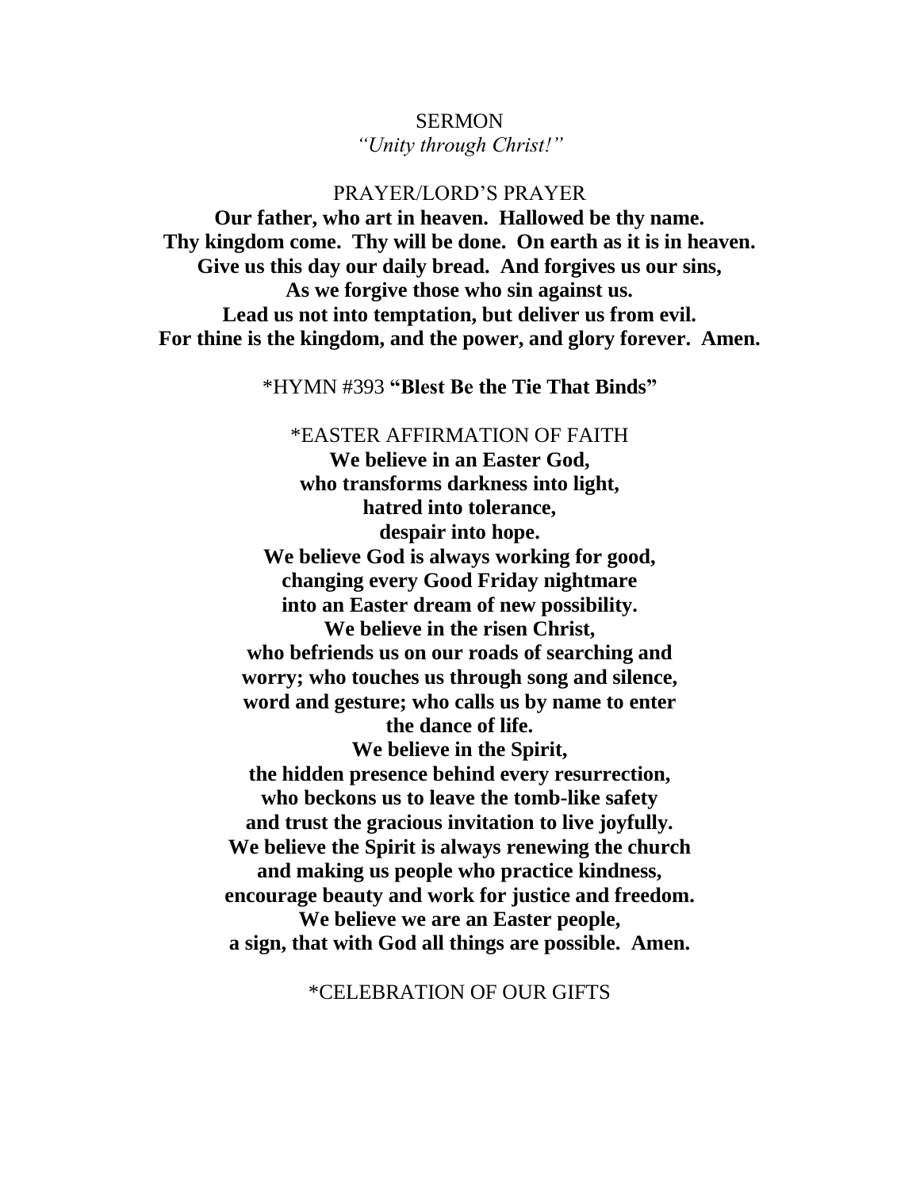SERMON

*"Unity through Christ!"*

PRAYER/LORD'S PRAYER

**Our father, who art in heaven. Hallowed be thy name.**
**Thy kingdom come. Thy will be done. On earth as it is in heaven.**
**Give us this day our daily bread. And forgives us our sins,**
**As we forgive those who sin against us.**
**Lead us not into temptation, but deliver us from evil.**
**For thine is the kingdom, and the power, and glory forever. Amen.**

*HYMN #393 **"Blest Be the Tie That Binds"**

*EASTER AFFIRMATION OF FAITH

**We believe in an Easter God,**
**who transforms darkness into light,**
**hatred into tolerance,**
**despair into hope.**
**We believe God is always working for good,**
**changing every Good Friday nightmare**
**into an Easter dream of new possibility.**
**We believe in the risen Christ,**
**who befriends us on our roads of searching and worry; who touches us through song and silence, word and gesture; who calls us by name to enter the dance of life.**
**We believe in the Spirit,**
**the hidden presence behind every resurrection,**
**who beckons us to leave the tomb-like safety**
**and trust the gracious invitation to live joyfully.**
**We believe the Spirit is always renewing the church**
**and making us people who practice kindness,**
**encourage beauty and work for justice and freedom.**
**We believe we are an Easter people,**
**a sign, that with God all things are possible. Amen.**

*CELEBRATION OF OUR GIFTS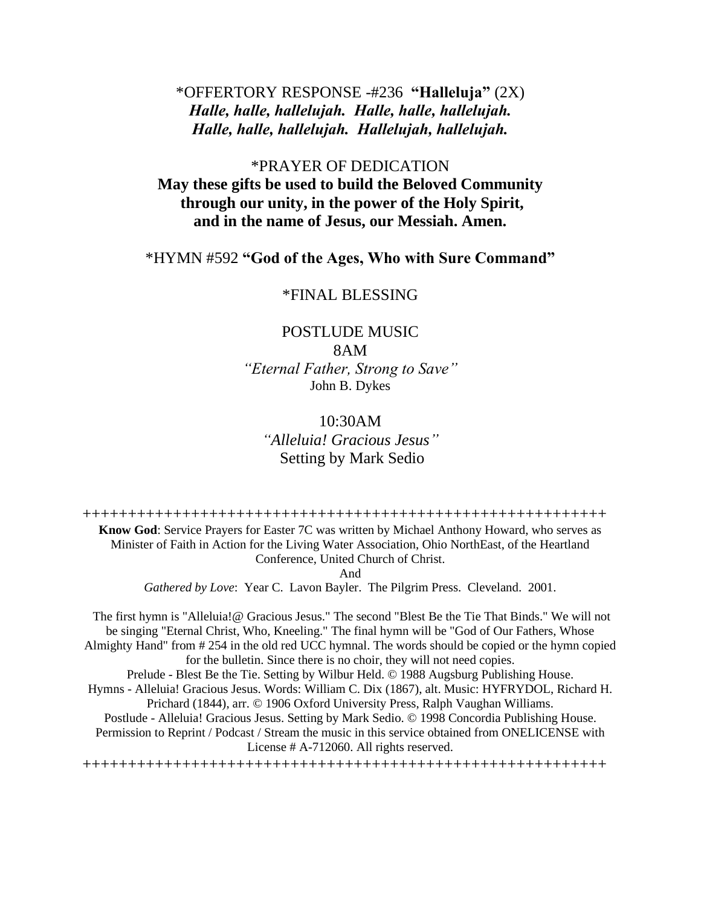\*OFFERTORY RESPONSE -#236 **"Halleluja"** (2X)
***Halle, halle, hallelujah. Halle, halle, hallelujah.***
***Halle, halle, hallelujah. Hallelujah, hallelujah.***

\*PRAYER OF DEDICATION
**May these gifts be used to build the Beloved Community through our unity, in the power of the Holy Spirit, and in the name of Jesus, our Messiah. Amen.**

\*HYMN #592 **"God of the Ages, Who with Sure Command"**

\*FINAL BLESSING

POSTLUDE MUSIC
8AM
*"Eternal Father, Strong to Save"*
John B. Dykes

10:30AM
*"Alleluia! Gracious Jesus"*
Setting by Mark Sedio

++++++++++++++++++++++++++++++++++++++++++++++++++++++++++

**Know God**: Service Prayers for Easter 7C was written by Michael Anthony Howard, who serves as Minister of Faith in Action for the Living Water Association, Ohio NorthEast, of the Heartland Conference, United Church of Christ.
And
*Gathered by Love*: Year C. Lavon Bayler. The Pilgrim Press. Cleveland. 2001.

The first hymn is "Alleluia!@ Gracious Jesus." The second "Blest Be the Tie That Binds." We will not be singing "Eternal Christ, Who, Kneeling." The final hymn will be "God of Our Fathers, Whose Almighty Hand" from # 254 in the old red UCC hymnal. The words should be copied or the hymn copied for the bulletin. Since there is no choir, they will not need copies.
Prelude - Blest Be the Tie. Setting by Wilbur Held. © 1988 Augsburg Publishing House.
Hymns - Alleluia! Gracious Jesus. Words: William C. Dix (1867), alt. Music: HYFRYDOL, Richard H. Prichard (1844), arr. © 1906 Oxford University Press, Ralph Vaughan Williams.
Postlude - Alleluia! Gracious Jesus. Setting by Mark Sedio. © 1998 Concordia Publishing House.
Permission to Reprint / Podcast / Stream the music in this service obtained from ONELICENSE with License # A-712060. All rights reserved.

++++++++++++++++++++++++++++++++++++++++++++++++++++++++++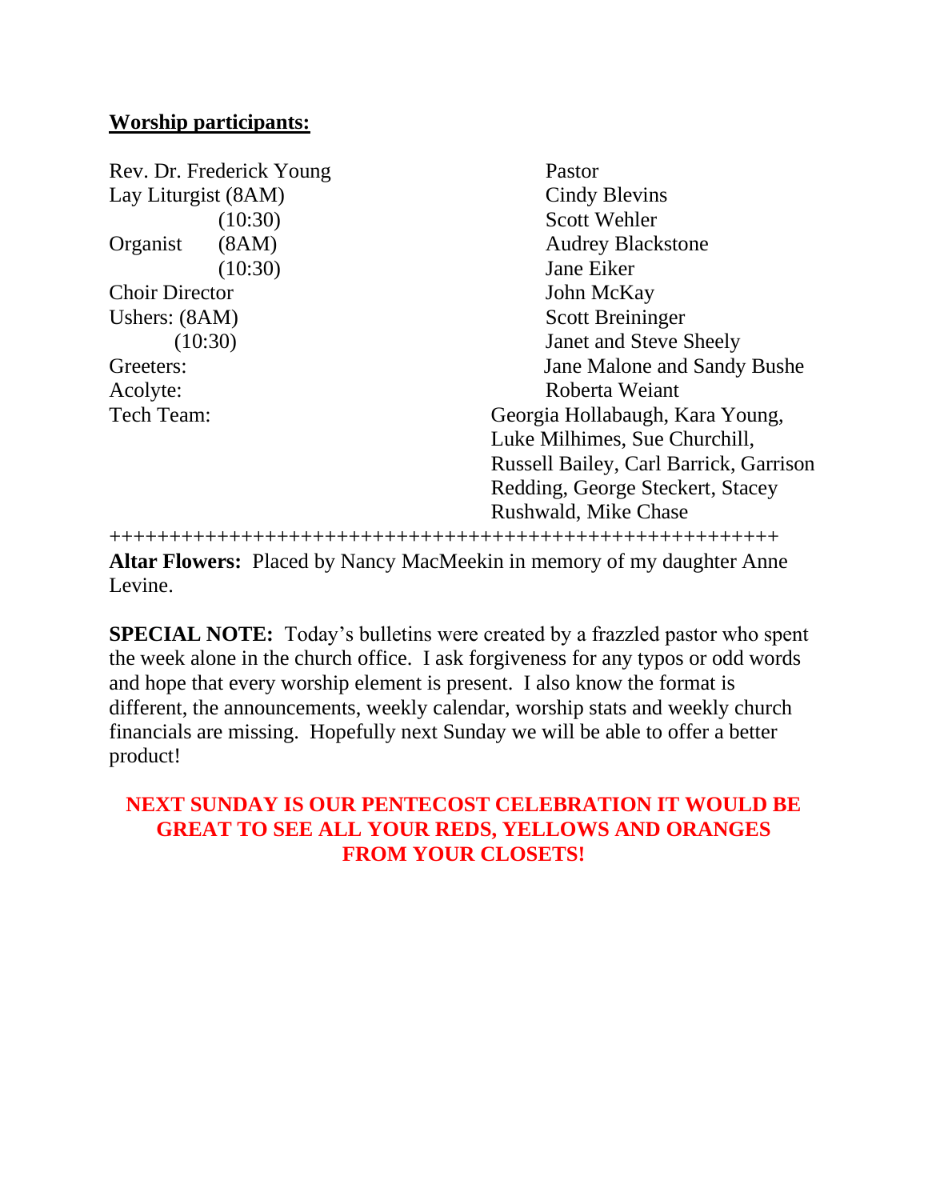**Worship participants:**

| | |
|---|---|
| Rev. Dr. Frederick Young | Pastor |
| Lay Liturgist (8AM) | Cindy Blevins |
| (10:30) | Scott Wehler |
| Organist (8AM) | Audrey Blackstone |
| (10:30) | Jane Eiker |
| Choir Director | John McKay |
| Ushers: (8AM) | Scott Breininger |
| (10:30) | Janet and Steve Sheely |
| Greeters: | Jane Malone and Sandy Bushe |
| Acolyte: | Roberta Weiant |
| Tech Team: | Georgia Hollabaugh, Kara Young, Luke Milhimes, Sue Churchill, Russell Bailey, Carl Barrick, Garrison Redding, George Steckert, Stacey Rushwald, Mike Chase |

++++++++++++++++++++++++++++++++++++++++++++++++++++++++

**Altar Flowers:** Placed by Nancy MacMeekin in memory of my daughter Anne Levine.

**SPECIAL NOTE:** Today's bulletins were created by a frazzled pastor who spent the week alone in the church office. I ask forgiveness for any typos or odd words and hope that every worship element is present. I also know the format is different, the announcements, weekly calendar, worship stats and weekly church financials are missing. Hopefully next Sunday we will be able to offer a better product!

**NEXT SUNDAY IS OUR PENTECOST CELEBRATION IT WOULD BE GREAT TO SEE ALL YOUR REDS, YELLOWS AND ORANGES FROM YOUR CLOSETS!**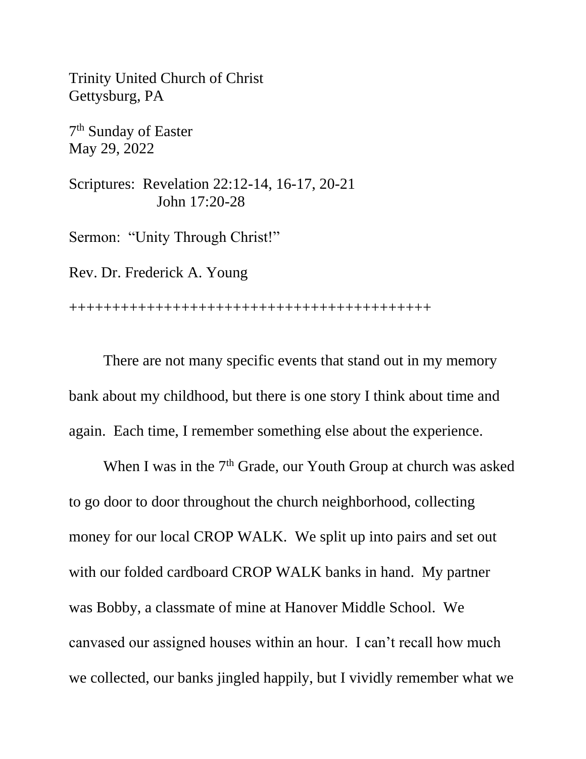Trinity United Church of Christ
Gettysburg, PA

7th Sunday of Easter
May 29, 2022

Scriptures: Revelation 22:12-14, 16-17, 20-21
John 17:20-28

Sermon: "Unity Through Christ!"

Rev. Dr. Frederick A. Young

++++++++++++++++++++++++++++++++++++++++++

There are not many specific events that stand out in my memory bank about my childhood, but there is one story I think about time and again. Each time, I remember something else about the experience.

When I was in the 7th Grade, our Youth Group at church was asked to go door to door throughout the church neighborhood, collecting money for our local CROP WALK. We split up into pairs and set out with our folded cardboard CROP WALK banks in hand. My partner was Bobby, a classmate of mine at Hanover Middle School. We canvased our assigned houses within an hour. I can't recall how much we collected, our banks jingled happily, but I vividly remember what we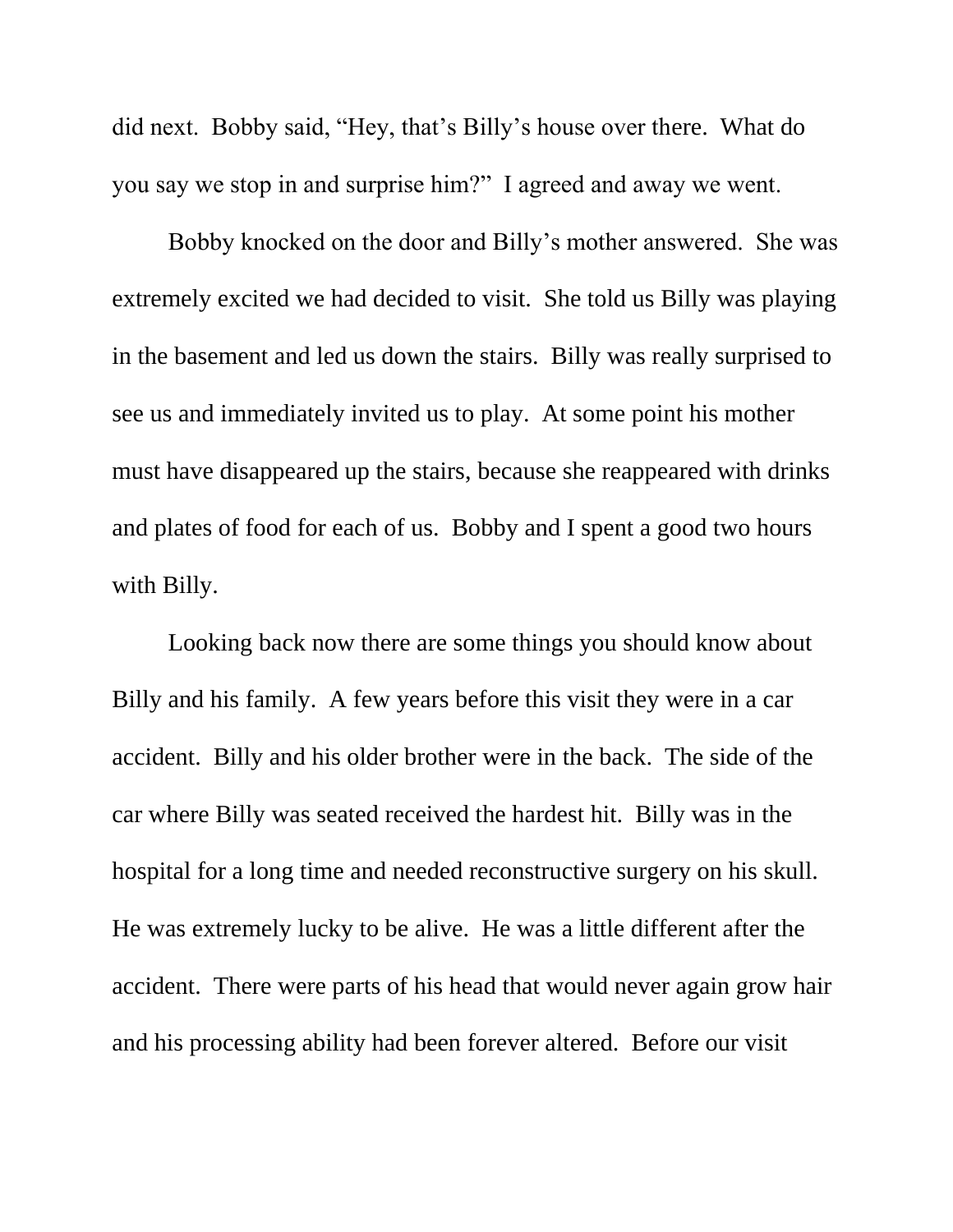did next. Bobby said, "Hey, that's Billy's house over there. What do you say we stop in and surprise him?" I agreed and away we went.

Bobby knocked on the door and Billy's mother answered. She was extremely excited we had decided to visit. She told us Billy was playing in the basement and led us down the stairs. Billy was really surprised to see us and immediately invited us to play. At some point his mother must have disappeared up the stairs, because she reappeared with drinks and plates of food for each of us. Bobby and I spent a good two hours with Billy.

Looking back now there are some things you should know about Billy and his family. A few years before this visit they were in a car accident. Billy and his older brother were in the back. The side of the car where Billy was seated received the hardest hit. Billy was in the hospital for a long time and needed reconstructive surgery on his skull. He was extremely lucky to be alive. He was a little different after the accident. There were parts of his head that would never again grow hair and his processing ability had been forever altered. Before our visit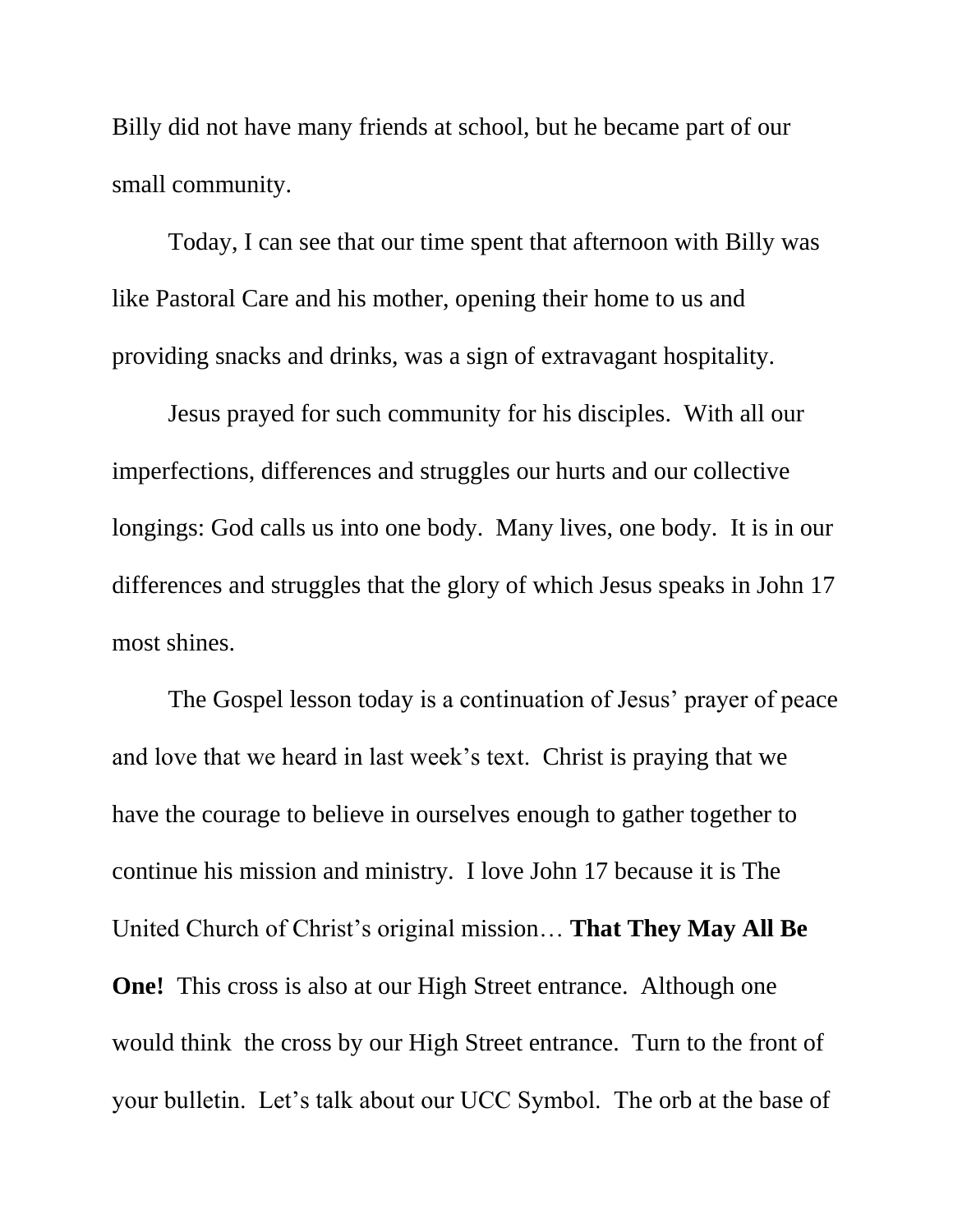Billy did not have many friends at school, but he became part of our small community.

Today, I can see that our time spent that afternoon with Billy was like Pastoral Care and his mother, opening their home to us and providing snacks and drinks, was a sign of extravagant hospitality.

Jesus prayed for such community for his disciples. With all our imperfections, differences and struggles our hurts and our collective longings: God calls us into one body. Many lives, one body. It is in our differences and struggles that the glory of which Jesus speaks in John 17 most shines.

The Gospel lesson today is a continuation of Jesus' prayer of peace and love that we heard in last week's text. Christ is praying that we have the courage to believe in ourselves enough to gather together to continue his mission and ministry. I love John 17 because it is The United Church of Christ's original mission… **That They May All Be One!** This cross is also at our High Street entrance. Although one would think the cross by our High Street entrance. Turn to the front of your bulletin. Let's talk about our UCC Symbol. The orb at the base of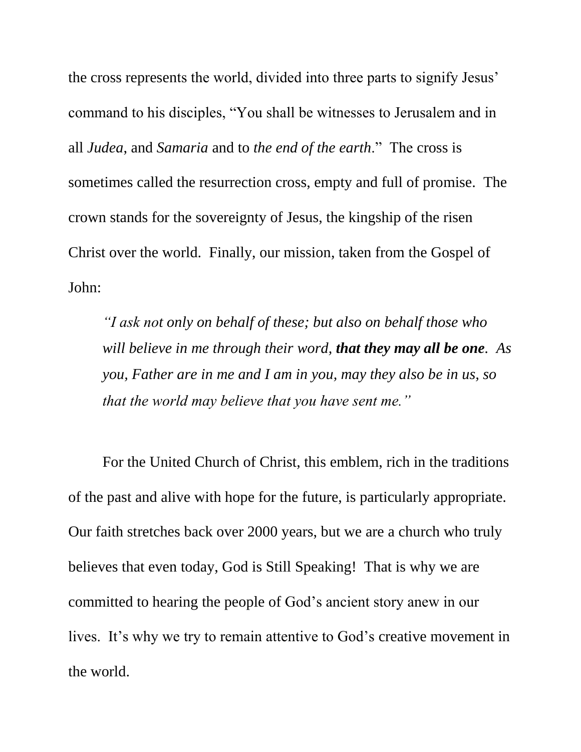the cross represents the world, divided into three parts to signify Jesus' command to his disciples, "You shall be witnesses to Jerusalem and in all *Judea*, and *Samaria* and to *the end of the earth*." The cross is sometimes called the resurrection cross, empty and full of promise. The crown stands for the sovereignty of Jesus, the kingship of the risen Christ over the world. Finally, our mission, taken from the Gospel of John:

> *"I ask not only on behalf of these; but also on behalf those who will believe in me through their word, **that they may all be one**. As you, Father are in me and I am in you, may they also be in us, so that the world may believe that you have sent me."*

For the United Church of Christ, this emblem, rich in the traditions of the past and alive with hope for the future, is particularly appropriate. Our faith stretches back over 2000 years, but we are a church who truly believes that even today, God is Still Speaking! That is why we are committed to hearing the people of God's ancient story anew in our lives. It's why we try to remain attentive to God's creative movement in the world.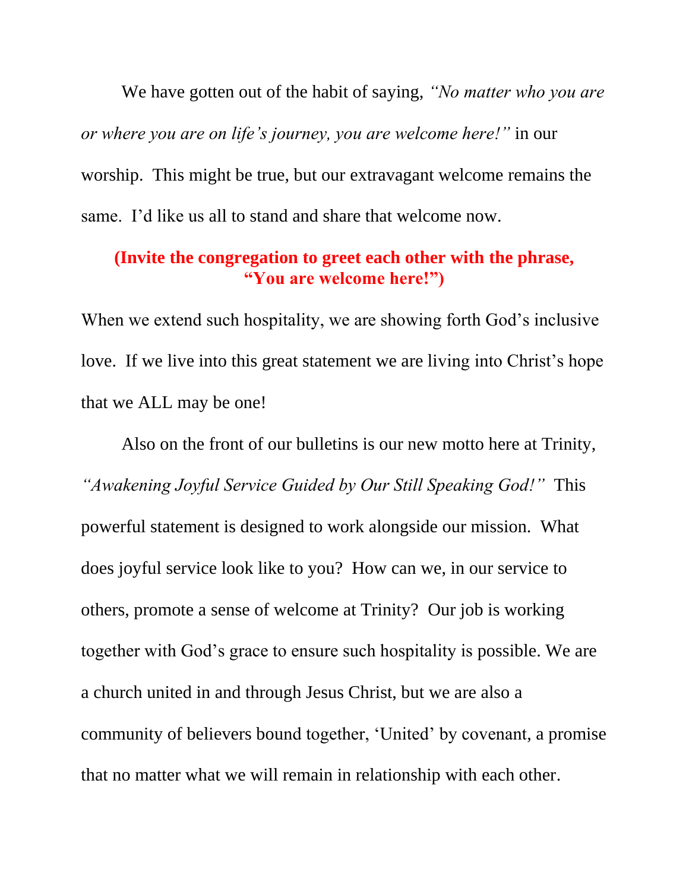We have gotten out of the habit of saying, *"No matter who you are or where you are on life's journey, you are welcome here!"* in our worship. This might be true, but our extravagant welcome remains the same. I'd like us all to stand and share that welcome now.

**(Invite the congregation to greet each other with the phrase, "You are welcome here!")**

When we extend such hospitality, we are showing forth God's inclusive love. If we live into this great statement we are living into Christ's hope that we ALL may be one!

Also on the front of our bulletins is our new motto here at Trinity, *"Awakening Joyful Service Guided by Our Still Speaking God!"* This powerful statement is designed to work alongside our mission. What does joyful service look like to you? How can we, in our service to others, promote a sense of welcome at Trinity? Our job is working together with God's grace to ensure such hospitality is possible. We are a church united in and through Jesus Christ, but we are also a community of believers bound together, 'United' by covenant, a promise that no matter what we will remain in relationship with each other.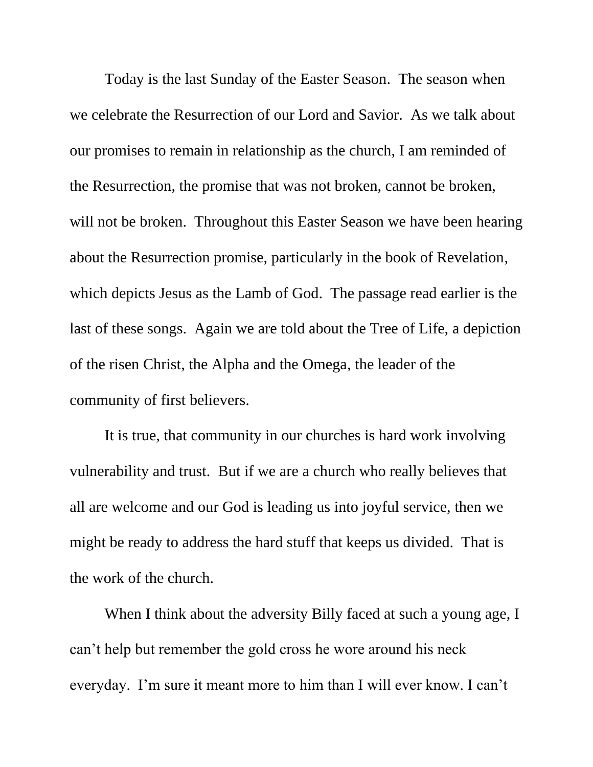Today is the last Sunday of the Easter Season. The season when we celebrate the Resurrection of our Lord and Savior. As we talk about our promises to remain in relationship as the church, I am reminded of the Resurrection, the promise that was not broken, cannot be broken, will not be broken. Throughout this Easter Season we have been hearing about the Resurrection promise, particularly in the book of Revelation, which depicts Jesus as the Lamb of God. The passage read earlier is the last of these songs. Again we are told about the Tree of Life, a depiction of the risen Christ, the Alpha and the Omega, the leader of the community of first believers.

It is true, that community in our churches is hard work involving vulnerability and trust. But if we are a church who really believes that all are welcome and our God is leading us into joyful service, then we might be ready to address the hard stuff that keeps us divided. That is the work of the church.

When I think about the adversity Billy faced at such a young age, I can't help but remember the gold cross he wore around his neck everyday. I'm sure it meant more to him than I will ever know. I can't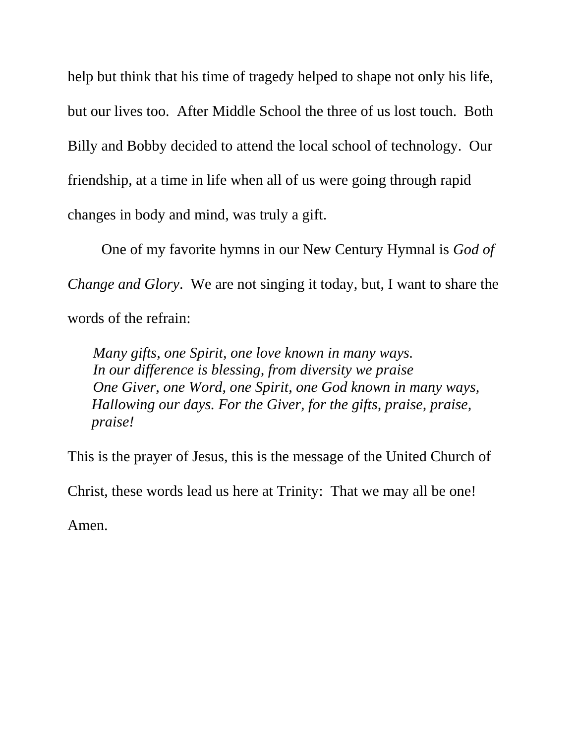help but think that his time of tragedy helped to shape not only his life, but our lives too. After Middle School the three of us lost touch. Both Billy and Bobby decided to attend the local school of technology. Our friendship, at a time in life when all of us were going through rapid changes in body and mind, was truly a gift.

One of my favorite hymns in our New Century Hymnal is *God of Change and Glory*. We are not singing it today, but, I want to share the words of the refrain:

> *Many gifts, one Spirit, one love known in many ways.*
> *In our difference is blessing, from diversity we praise*
> *One Giver, one Word, one Spirit, one God known in many ways,*
> *Hallowing our days. For the Giver, for the gifts, praise, praise, praise!*

This is the prayer of Jesus, this is the message of the United Church of Christ, these words lead us here at Trinity: That we may all be one!

Amen.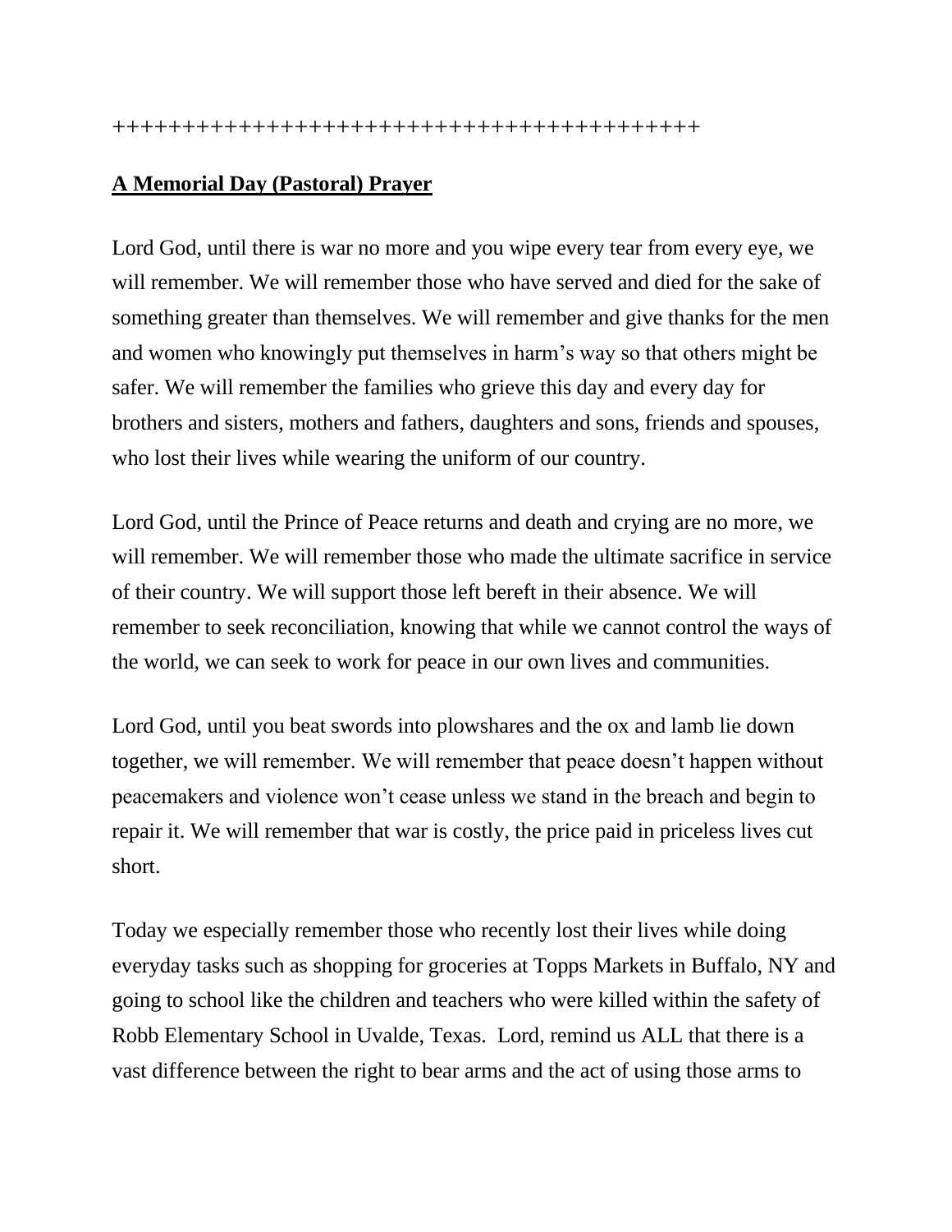+++++++++++++++++++++++++++++++++++++++++++

**<u>A Memorial Day (Pastoral) Prayer</u>**

Lord God, until there is war no more and you wipe every tear from every eye, we will remember. We will remember those who have served and died for the sake of something greater than themselves. We will remember and give thanks for the men and women who knowingly put themselves in harm's way so that others might be safer. We will remember the families who grieve this day and every day for brothers and sisters, mothers and fathers, daughters and sons, friends and spouses, who lost their lives while wearing the uniform of our country.

Lord God, until the Prince of Peace returns and death and crying are no more, we will remember. We will remember those who made the ultimate sacrifice in service of their country. We will support those left bereft in their absence. We will remember to seek reconciliation, knowing that while we cannot control the ways of the world, we can seek to work for peace in our own lives and communities.

Lord God, until you beat swords into plowshares and the ox and lamb lie down together, we will remember. We will remember that peace doesn't happen without peacemakers and violence won't cease unless we stand in the breach and begin to repair it. We will remember that war is costly, the price paid in priceless lives cut short.

Today we especially remember those who recently lost their lives while doing everyday tasks such as shopping for groceries at Topps Markets in Buffalo, NY and going to school like the children and teachers who were killed within the safety of Robb Elementary School in Uvalde, Texas. Lord, remind us ALL that there is a vast difference between the right to bear arms and the act of using those arms to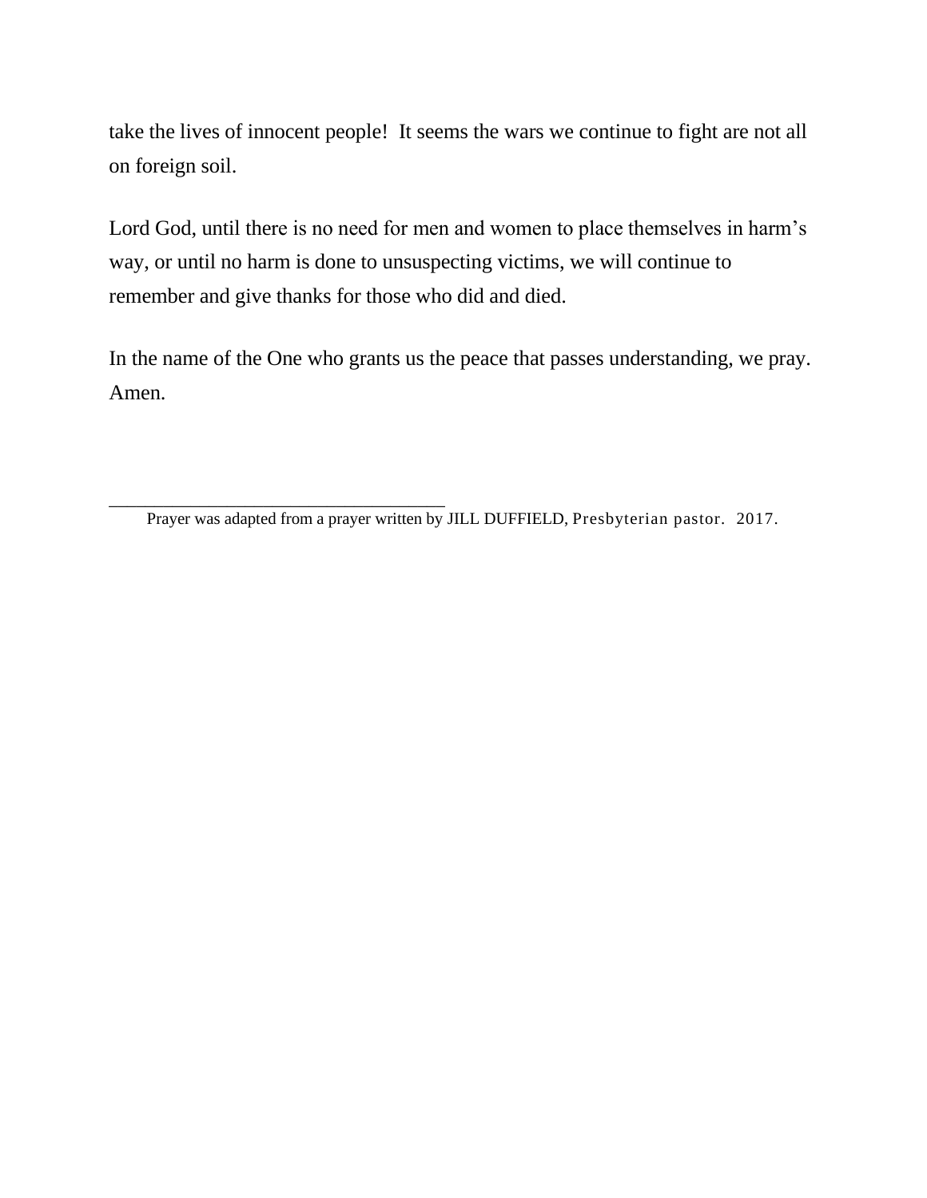take the lives of innocent people! It seems the wars we continue to fight are not all on foreign soil.

Lord God, until there is no need for men and women to place themselves in harm's way, or until no harm is done to unsuspecting victims, we will continue to remember and give thanks for those who did and died.

In the name of the One who grants us the peace that passes understanding, we pray. Amen.

---

Prayer was adapted from a prayer written by JILL DUFFIELD, Presbyterian pastor. 2017.